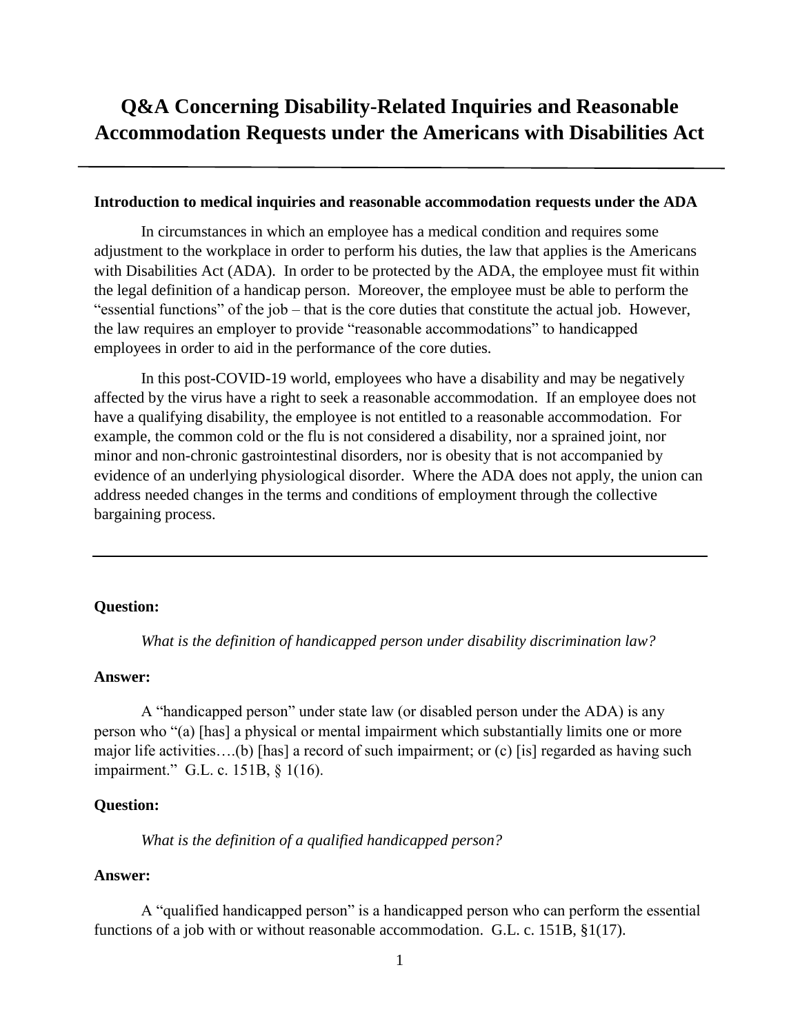# Q&A Concerning Disability-Related Inquiries and Reasonable Accommodation Requests under the Americans with Disabilities Act

---

**Introduction to medical inquiries and reasonable accommodation requests under the ADA**

In circumstances in which an employee has a medical condition and requires some adjustment to the workplace in order to perform his duties, the law that applies is the Americans with Disabilities Act (ADA). In order to be protected by the ADA, the employee must fit within the legal definition of a handicap person. Moreover, the employee must be able to perform the "essential functions" of the job – that is the core duties that constitute the actual job. However, the law requires an employer to provide "reasonable accommodations" to handicapped employees in order to aid in the performance of the core duties.

In this post-COVID-19 world, employees who have a disability and may be negatively affected by the virus have a right to seek a reasonable accommodation. If an employee does not have a qualifying disability, the employee is not entitled to a reasonable accommodation. For example, the common cold or the flu is not considered a disability, nor a sprained joint, nor minor and non-chronic gastrointestinal disorders, nor is obesity that is not accompanied by evidence of an underlying physiological disorder. Where the ADA does not apply, the union can address needed changes in the terms and conditions of employment through the collective bargaining process.

---

**Question:**

*What is the definition of handicapped person under disability discrimination law?*

**Answer:**

A "handicapped person" under state law (or disabled person under the ADA) is any person who "(a) [has] a physical or mental impairment which substantially limits one or more major life activities….(b) [has] a record of such impairment; or (c) [is] regarded as having such impairment." G.L. c. 151B, § 1(16).

**Question:**

*What is the definition of a qualified handicapped person?*

**Answer:**

A "qualified handicapped person" is a handicapped person who can perform the essential functions of a job with or without reasonable accommodation. G.L. c. 151B, §1(17).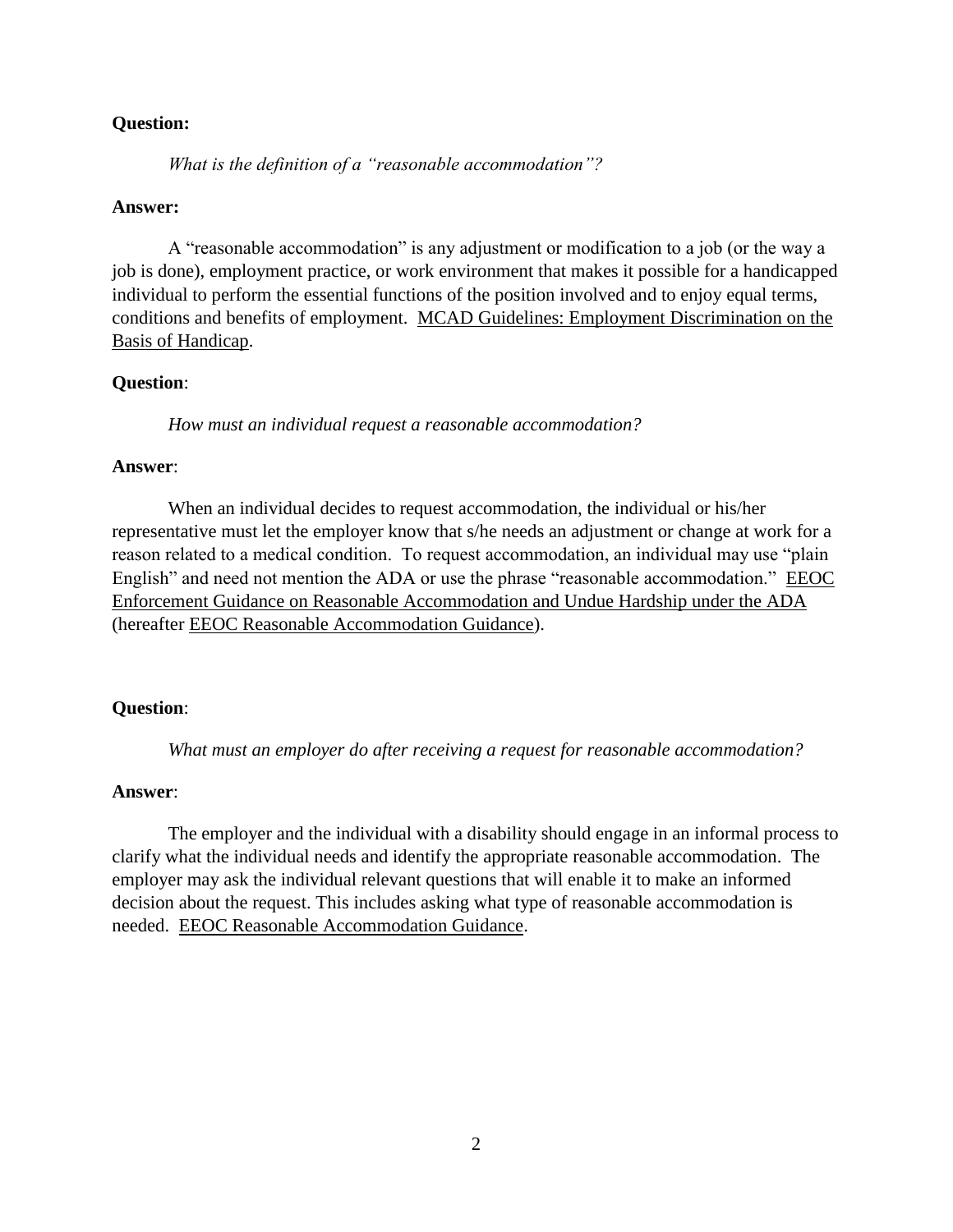**Question:**

*What is the definition of a "reasonable accommodation"?*

**Answer:**

A "reasonable accommodation" is any adjustment or modification to a job (or the way a job is done), employment practice, or work environment that makes it possible for a handicapped individual to perform the essential functions of the position involved and to enjoy equal terms, conditions and benefits of employment. MCAD Guidelines: Employment Discrimination on the Basis of Handicap.

**Question**:

*How must an individual request a reasonable accommodation?*

**Answer**:

When an individual decides to request accommodation, the individual or his/her representative must let the employer know that s/he needs an adjustment or change at work for a reason related to a medical condition. To request accommodation, an individual may use "plain English" and need not mention the ADA or use the phrase "reasonable accommodation." EEOC Enforcement Guidance on Reasonable Accommodation and Undue Hardship under the ADA (hereafter EEOC Reasonable Accommodation Guidance).

**Question**:

*What must an employer do after receiving a request for reasonable accommodation?*

**Answer**:

The employer and the individual with a disability should engage in an informal process to clarify what the individual needs and identify the appropriate reasonable accommodation. The employer may ask the individual relevant questions that will enable it to make an informed decision about the request. This includes asking what type of reasonable accommodation is needed. EEOC Reasonable Accommodation Guidance.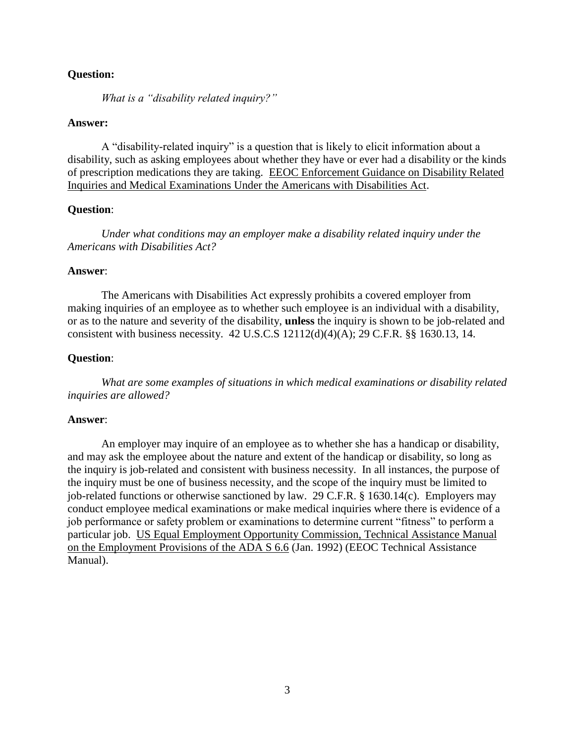**Question:**

*What is a "disability related inquiry?"*

**Answer:**

A "disability-related inquiry" is a question that is likely to elicit information about a disability, such as asking employees about whether they have or ever had a disability or the kinds of prescription medications they are taking. EEOC Enforcement Guidance on Disability Related Inquiries and Medical Examinations Under the Americans with Disabilities Act.

**Question**:

*Under what conditions may an employer make a disability related inquiry under the Americans with Disabilities Act?*

**Answer**:

The Americans with Disabilities Act expressly prohibits a covered employer from making inquiries of an employee as to whether such employee is an individual with a disability, or as to the nature and severity of the disability, **unless** the inquiry is shown to be job-related and consistent with business necessity. 42 U.S.C.S 12112(d)(4)(A); 29 C.F.R. §§ 1630.13, 14.

**Question**:

*What are some examples of situations in which medical examinations or disability related inquiries are allowed?*

**Answer**:

An employer may inquire of an employee as to whether she has a handicap or disability, and may ask the employee about the nature and extent of the handicap or disability, so long as the inquiry is job-related and consistent with business necessity. In all instances, the purpose of the inquiry must be one of business necessity, and the scope of the inquiry must be limited to job-related functions or otherwise sanctioned by law. 29 C.F.R. § 1630.14(c). Employers may conduct employee medical examinations or make medical inquiries where there is evidence of a job performance or safety problem or examinations to determine current "fitness" to perform a particular job. US Equal Employment Opportunity Commission, Technical Assistance Manual on the Employment Provisions of the ADA S 6.6 (Jan. 1992) (EEOC Technical Assistance Manual).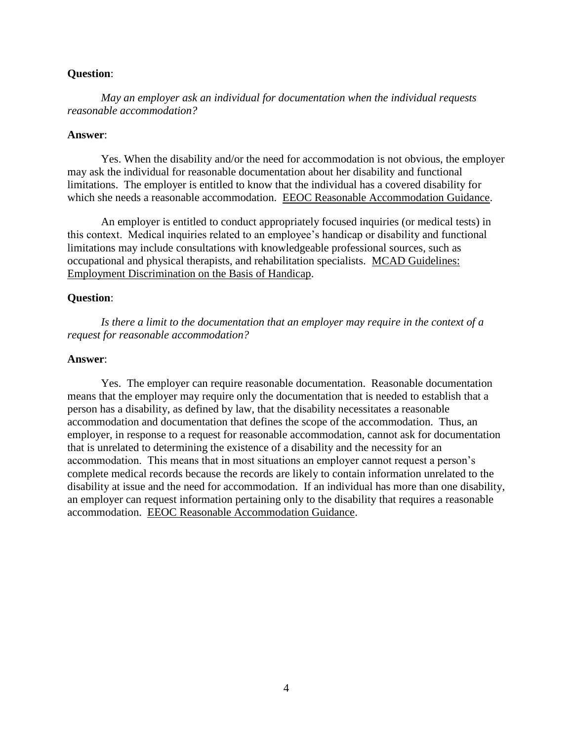**Question**:

*May an employer ask an individual for documentation when the individual requests reasonable accommodation?*

**Answer**:

Yes. When the disability and/or the need for accommodation is not obvious, the employer may ask the individual for reasonable documentation about her disability and functional limitations. The employer is entitled to know that the individual has a covered disability for which she needs a reasonable accommodation. EEOC Reasonable Accommodation Guidance.

An employer is entitled to conduct appropriately focused inquiries (or medical tests) in this context. Medical inquiries related to an employee's handicap or disability and functional limitations may include consultations with knowledgeable professional sources, such as occupational and physical therapists, and rehabilitation specialists. MCAD Guidelines: Employment Discrimination on the Basis of Handicap.

**Question**:

*Is there a limit to the documentation that an employer may require in the context of a request for reasonable accommodation?*

**Answer**:

Yes. The employer can require reasonable documentation. Reasonable documentation means that the employer may require only the documentation that is needed to establish that a person has a disability, as defined by law, that the disability necessitates a reasonable accommodation and documentation that defines the scope of the accommodation. Thus, an employer, in response to a request for reasonable accommodation, cannot ask for documentation that is unrelated to determining the existence of a disability and the necessity for an accommodation. This means that in most situations an employer cannot request a person's complete medical records because the records are likely to contain information unrelated to the disability at issue and the need for accommodation. If an individual has more than one disability, an employer can request information pertaining only to the disability that requires a reasonable accommodation. EEOC Reasonable Accommodation Guidance.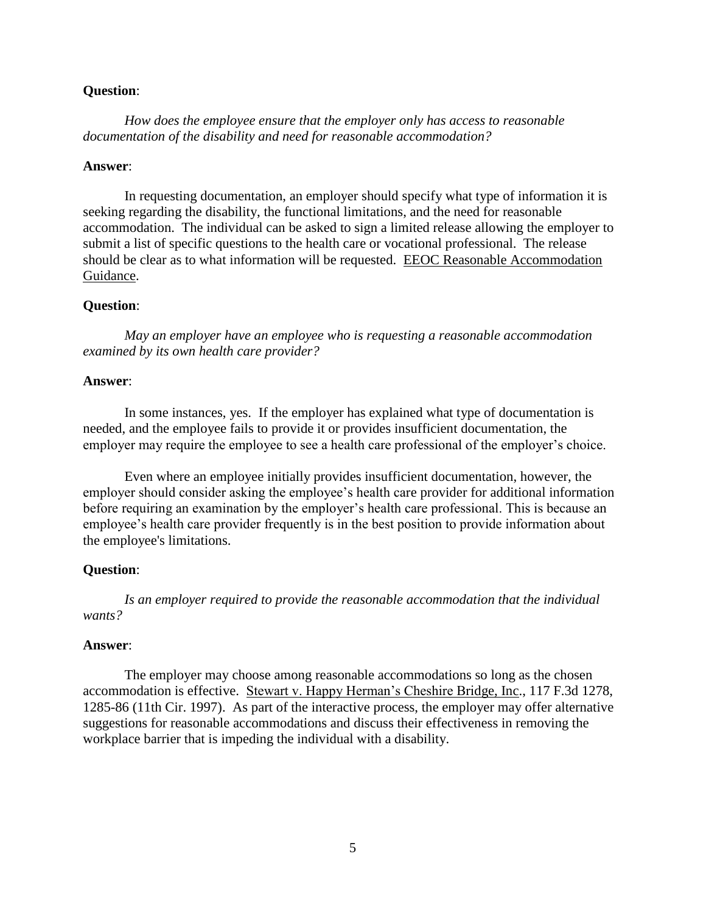**Question**:

*How does the employee ensure that the employer only has access to reasonable documentation of the disability and need for reasonable accommodation?*

**Answer**:

In requesting documentation, an employer should specify what type of information it is seeking regarding the disability, the functional limitations, and the need for reasonable accommodation. The individual can be asked to sign a limited release allowing the employer to submit a list of specific questions to the health care or vocational professional. The release should be clear as to what information will be requested. <u>EEOC Reasonable Accommodation Guidance</u>.

**Question**:

*May an employer have an employee who is requesting a reasonable accommodation examined by its own health care provider?*

**Answer**:

In some instances, yes. If the employer has explained what type of documentation is needed, and the employee fails to provide it or provides insufficient documentation, the employer may require the employee to see a health care professional of the employer's choice.

Even where an employee initially provides insufficient documentation, however, the employer should consider asking the employee's health care provider for additional information before requiring an examination by the employer's health care professional. This is because an employee's health care provider frequently is in the best position to provide information about the employee's limitations.

**Question**:

*Is an employer required to provide the reasonable accommodation that the individual wants?*

**Answer**:

The employer may choose among reasonable accommodations so long as the chosen accommodation is effective. <u>Stewart v. Happy Herman's Cheshire Bridge, Inc</u>., 117 F.3d 1278, 1285-86 (11th Cir. 1997). As part of the interactive process, the employer may offer alternative suggestions for reasonable accommodations and discuss their effectiveness in removing the workplace barrier that is impeding the individual with a disability.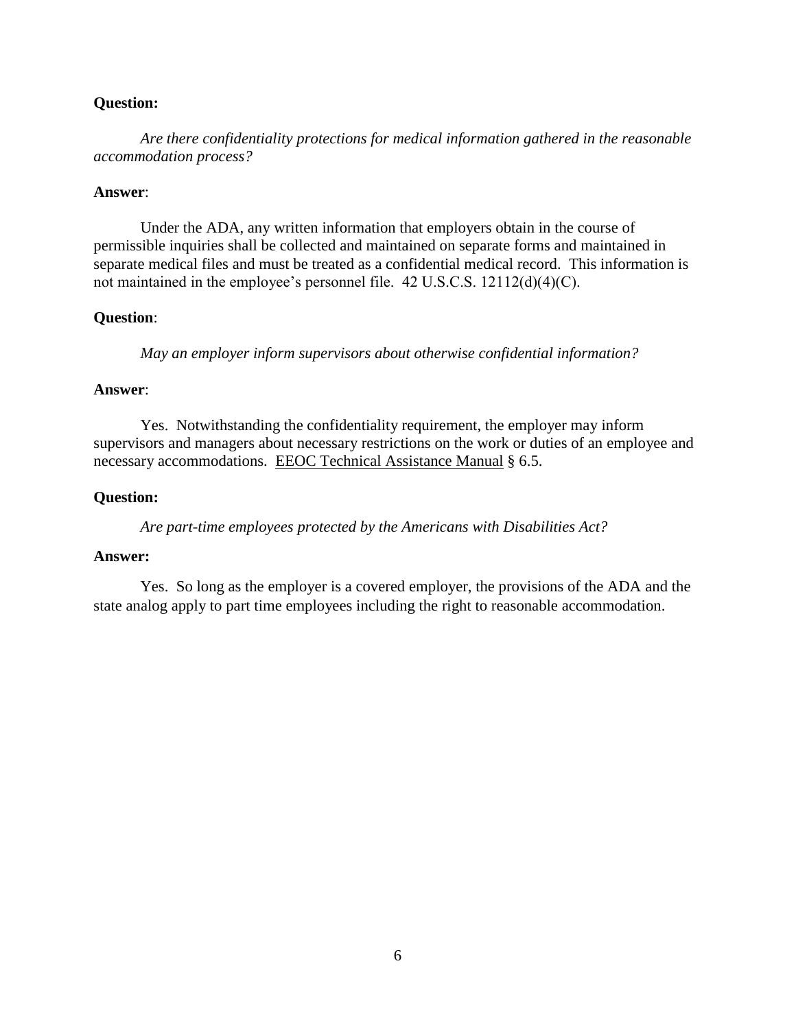**Question:**

*Are there confidentiality protections for medical information gathered in the reasonable accommodation process?*

**Answer**:

Under the ADA, any written information that employers obtain in the course of permissible inquiries shall be collected and maintained on separate forms and maintained in separate medical files and must be treated as a confidential medical record. This information is not maintained in the employee's personnel file. 42 U.S.C.S. 12112(d)(4)(C).

**Question**:

*May an employer inform supervisors about otherwise confidential information?*

**Answer**:

Yes. Notwithstanding the confidentiality requirement, the employer may inform supervisors and managers about necessary restrictions on the work or duties of an employee and necessary accommodations. EEOC Technical Assistance Manual § 6.5.

**Question:**

*Are part-time employees protected by the Americans with Disabilities Act?*

**Answer:**

Yes. So long as the employer is a covered employer, the provisions of the ADA and the state analog apply to part time employees including the right to reasonable accommodation.